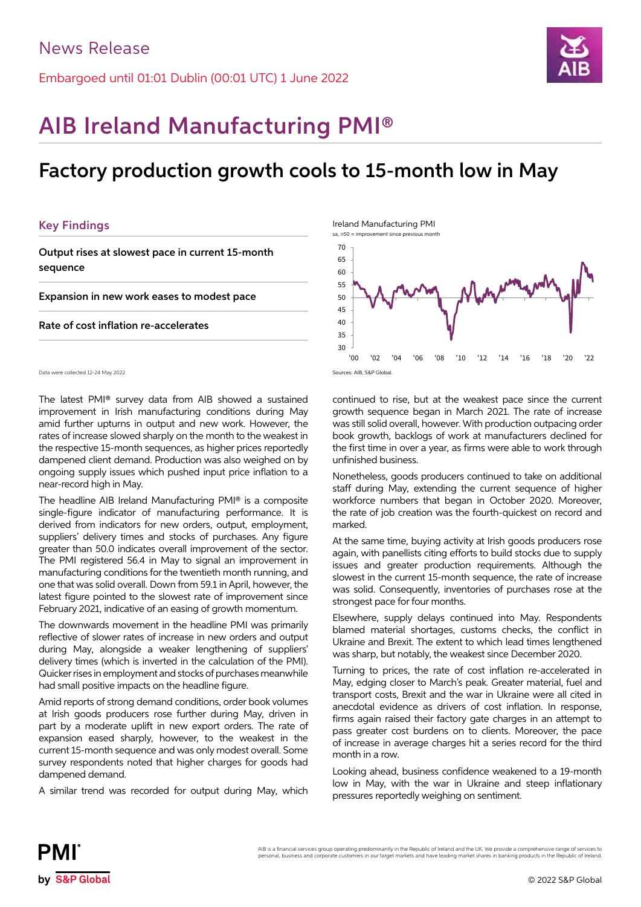News Release

Embargoed until 01:01 Dublin (00:01 UTC) 1 June 2022

# AIB Ireland Manufacturing PMI®

## Factory production growth cools to 15-month low in May

### Key Findings

**Output rises at slowest pace in current 15-month sequence**

**Expansion in new work eases to modest pace**

**Rate of cost inflation re-accelerates**

Data were collected 12-24 May 2022.

Ireland Manufacturing PMI

sa, >50 = improvement since previous month

Sources: AIB, S&P Global.

The latest PMI® survey data from AIB showed a sustained improvement in Irish manufacturing conditions during May amid further upturns in output and new work. However, the rates of increase slowed sharply on the month to the weakest in the respective 15-month sequences, as higher prices reportedly dampened client demand. Production was also weighed on by ongoing supply issues which pushed input price inflation to a near-record high in May.

The headline AIB Ireland Manufacturing PMI® is a composite single-figure indicator of manufacturing performance. It is derived from indicators for new orders, output, employment, suppliers' delivery times and stocks of purchases. Any figure greater than 50.0 indicates overall improvement of the sector. The PMI registered 56.4 in May to signal an improvement in manufacturing conditions for the twentieth month running, and one that was solid overall. Down from 59.1 in April, however, the latest figure pointed to the slowest rate of improvement since February 2021, indicative of an easing of growth momentum.

The downwards movement in the headline PMI was primarily reflective of slower rates of increase in new orders and output during May, alongside a weaker lengthening of suppliers' delivery times (which is inverted in the calculation of the PMI). Quicker rises in employment and stocks of purchases meanwhile had small positive impacts on the headline figure.

Amid reports of strong demand conditions, order book volumes at Irish goods producers rose further during May, driven in part by a moderate uplift in new export orders. The rate of expansion eased sharply, however, to the weakest in the current 15-month sequence and was only modest overall. Some survey respondents noted that higher charges for goods had dampened demand.

A similar trend was recorded for output during May, which continued to rise, but at the weakest pace since the current growth sequence began in March 2021. The rate of increase was still solid overall, however. With production outpacing order book growth, backlogs of work at manufacturers declined for the first time in over a year, as firms were able to work through unfinished business.

Nonetheless, goods producers continued to take on additional staff during May, extending the current sequence of higher workforce numbers that began in October 2020. Moreover, the rate of job creation was the fourth-quickest on record and marked.

At the same time, buying activity at Irish goods producers rose again, with panellists citing efforts to build stocks due to supply issues and greater production requirements. Although the slowest in the current 15-month sequence, the rate of increase was solid. Consequently, inventories of purchases rose at the strongest pace for four months.

Elsewhere, supply delays continued into May. Respondents blamed material shortages, customs checks, the conflict in Ukraine and Brexit. The extent to which lead times lengthened was sharp, but notably, the weakest since December 2020.

Turning to prices, the rate of cost inflation re-accelerated in May, edging closer to March's peak. Greater material, fuel and transport costs, Brexit and the war in Ukraine were all cited in anecdotal evidence as drivers of cost inflation. In response, firms again raised their factory gate charges in an attempt to pass greater cost burdens on to clients. Moreover, the pace of increase in average charges hit a series record for the third month in a row.

Looking ahead, business confidence weakened to a 19-month low in May, with the war in Ukraine and steep inflationary pressures reportedly weighing on sentiment.

AIB is a financial services group operating predominantly in the Republic of Ireland and the UK. We provide a comprehensive range of services to personal, business and corporate customers in our target markets and have leading market shares in banking products in the Republic of Ireland.

© 2022 S&P Global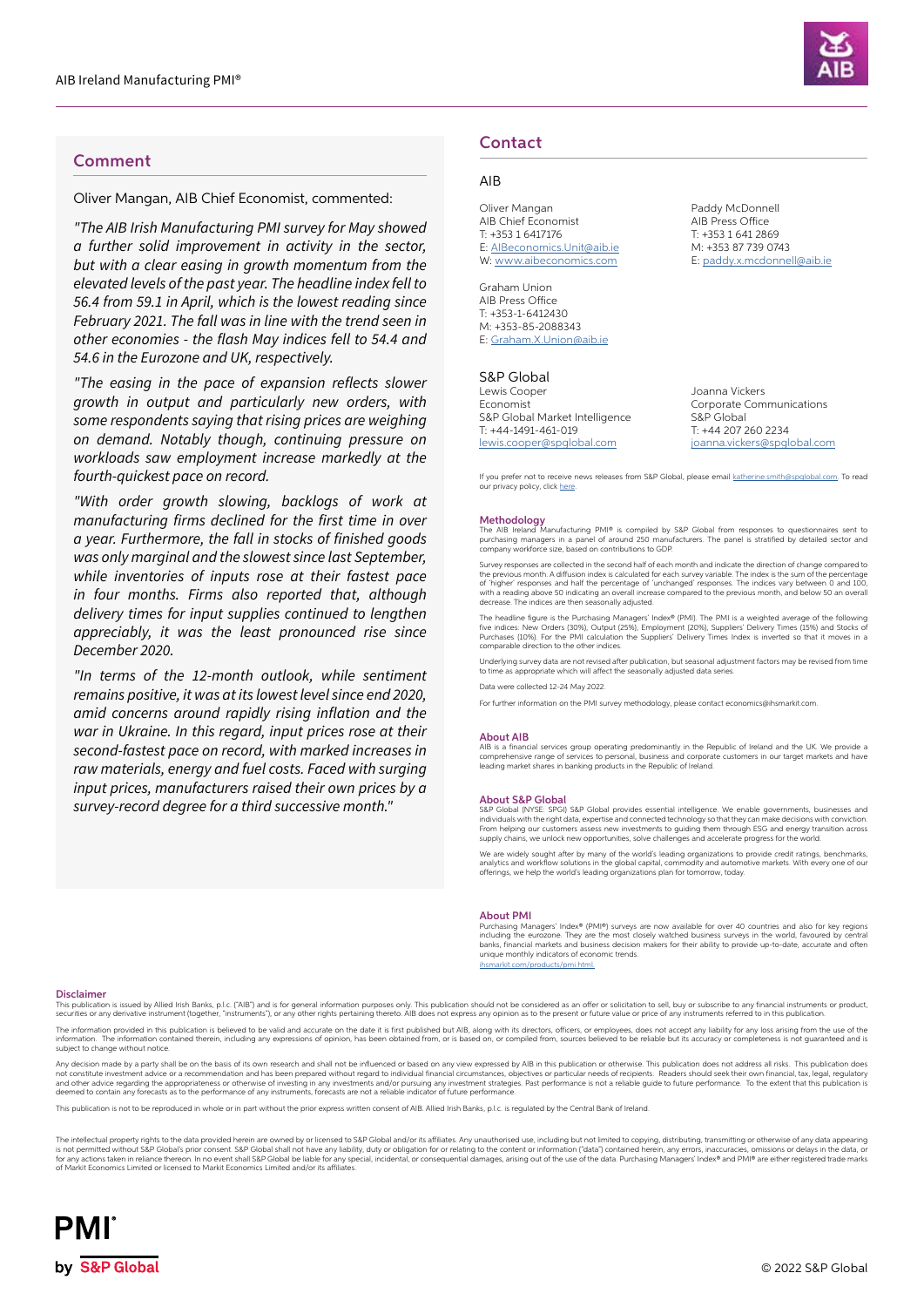## Comment

Oliver Mangan, AIB Chief Economist, commented:

*"The AIB Irish Manufacturing PMI survey for May showed a further solid improvement in activity in the sector, but with a clear easing in growth momentum from the elevated levels of the past year. The headline index fell to 56.4 from 59.1 in April, which is the lowest reading since February 2021. The fall was in line with the trend seen in other economies - the flash May indices fell to 54.4 and 54.6 in the Eurozone and UK, respectively.*

*"The easing in the pace of expansion reflects slower growth in output and particularly new orders, with some respondents saying that rising prices are weighing on demand. Notably though, continuing pressure on workloads saw employment increase markedly at the fourth-quickest pace on record.*

*"With order growth slowing, backlogs of work at manufacturing firms declined for the first time in over a year. Furthermore, the fall in stocks of finished goods was only marginal and the slowest since last September, while inventories of inputs rose at their fastest pace in four months. Firms also reported that, although delivery times for input supplies continued to lengthen appreciably, it was the least pronounced rise since December 2020.*

*"In terms of the 12-month outlook, while sentiment remains positive, it was at its lowest level since end 2020, amid concerns around rapidly rising inflation and the war in Ukraine. In this regard, input prices rose at their second-fastest pace on record, with marked increases in raw materials, energy and fuel costs. Faced with surging input prices, manufacturers raised their own prices by a survey-record degree for a third successive month."*

## Contact

### AIB

Oliver Mangan
AIB Chief Economist
T: +353 1 6417176
E: AIBeconomics.Unit@aib.ie
W: www.aibeconomics.com

Graham Union
AIB Press Office
T: +353-1-6412430
M: +353-85-2088343
E: Graham.X.Union@aib.ie

Paddy McDonnell
AIB Press Office
T: +353 1 641 2869
M: +353 87 739 0743
E: paddy.x.mcdonnell@aib.ie

### S&P Global

Lewis Cooper
Economist
S&P Global Market Intelligence
T: +44-1491-461-019
lewis.cooper@spglobal.com

Joanna Vickers
Corporate Communications
S&P Global
T: +44 207 260 2234
joanna.vickers@spglobal.com

If you prefer not to receive news releases from S&P Global, please email katherine.smith@spglobal.com. To read our privacy policy, click here.

### Methodology

The AIB Ireland Manufacturing PMI® is compiled by S&P Global from responses to questionnaires sent to purchasing managers in a panel of around 250 manufacturers. The panel is stratified by detailed sector and company workforce size, based on contributions to GDP.

Survey responses are collected in the second half of each month and indicate the direction of change compared to the previous month. A diffusion index is calculated for each survey variable. The index is the sum of the percentage of 'higher' responses and half the percentage of 'unchanged' responses. The indices vary between 0 and 100, with a reading above 50 indicating an overall increase compared to the previous month, and below 50 an overall decrease. The indices are then seasonally adjusted.

The headline figure is the Purchasing Managers' Index® (PMI). The PMI is a weighted average of the following five indices: New Orders (30%), Output (25%), Employment (20%), Suppliers' Delivery Times (15%) and Stocks of Purchases (10%). For the PMI calculation the Suppliers' Delivery Times Index is inverted so that it moves in a comparable direction to the other indices.

Underlying survey data are not revised after publication, but seasonal adjustment factors may be revised from time to time as appropriate which will affect the seasonally adjusted data series.

Data were collected 12-24 May 2022.

For further information on the PMI survey methodology, please contact economics@ihsmarkit.com.

### About AIB

AIB is a financial services group operating predominantly in the Republic of Ireland and the UK. We provide a comprehensive range of services to personal, business and corporate customers in our target markets and have leading market shares in banking products in the Republic of Ireland.

### About S&P Global

S&P Global (NYSE: SPGI) S&P Global provides essential intelligence. We enable governments, businesses and individuals with the right data, expertise and connected technology so that they can make decisions with conviction. From helping our customers assess new investments to guiding them through ESG and energy transition across supply chains, we unlock new opportunities, solve challenges and accelerate progress for the world.

We are widely sought after by many of the world's leading organizations to provide credit ratings, benchmarks, analytics and workflow solutions in the global capital, commodity and automotive markets. With every one of our offerings, we help the world's leading organizations plan for tomorrow, today.

### About PMI

Purchasing Managers' Index® (PMI®) surveys are now available for over 40 countries and also for key regions including the eurozone. They are the most closely watched business surveys in the world, favoured by central banks, financial markets and business decision makers for their ability to provide up-to-date, accurate and often unique monthly indicators of economic trends.
ihsmarkit.com/products/pmi.html

### Disclaimer

This publication is issued by Allied Irish Banks, p.l.c. ("AIB") and is for general information purposes only. This publication should not be considered as an offer or solicitation to sell, buy or subscribe to any financial instruments or product, securities or any derivative instrument (together, "instruments"), or any other rights pertaining thereto. AIB does not express any opinion as to the present or future value or price of any instruments referred to in this publication.

The information provided in this publication is believed to be valid and accurate on the date it is first published but AIB, along with its directors, officers, or employees, does not accept any liability for any loss arising from the use of the information. The information contained therein, including any expressions of opinion, has been obtained from, or is based on, or compiled from, sources believed to be reliable but its accuracy or completeness is not guaranteed and is subject to change without notice.

Any decision made by a party shall be on the basis of its own research and shall not be influenced or based on any view expressed by AIB in this publication or otherwise. This publication does not address all risks. This publication does not constitute investment advice or a recommendation and has been prepared without regard to individual financial circumstances, objectives or particular needs of recipients. Readers should seek their own financial, tax, legal, regulatory and other advice regarding the appropriateness or otherwise of investing in any investments and/or pursuing any investment strategies. Past performance is not a reliable guide to future performance. To the extent that this publication is deemed to contain any forecasts as to the performance of any instruments, forecasts are not a reliable indicator of future performance.

This publication is not to be reproduced in whole or in part without the prior express written consent of AIB. Allied Irish Banks, p.l.c. is regulated by the Central Bank of Ireland.

The intellectual property rights to the data provided herein are owned by or licensed to S&P Global and/or its affiliates. Any unauthorised use, including but not limited to copying, distributing, transmitting or otherwise of any data appearing is not permitted without S&P Global's prior consent. S&P Global shall not have any liability, duty or obligation for or relating to the content or information ("data") contained herein, any errors, inaccuracies, omissions or delays in the data, or for any actions taken in reliance thereon. In no event shall S&P Global be liable for any special, incidental, or consequential damages, arising out of the use of the data. Purchasing Managers' Index® and PMI® are either registered trade marks of Markit Economics Limited or licensed to Markit Economics Limited and/or its affiliates.

PMI by S&P Global

© 2022 S&P Global